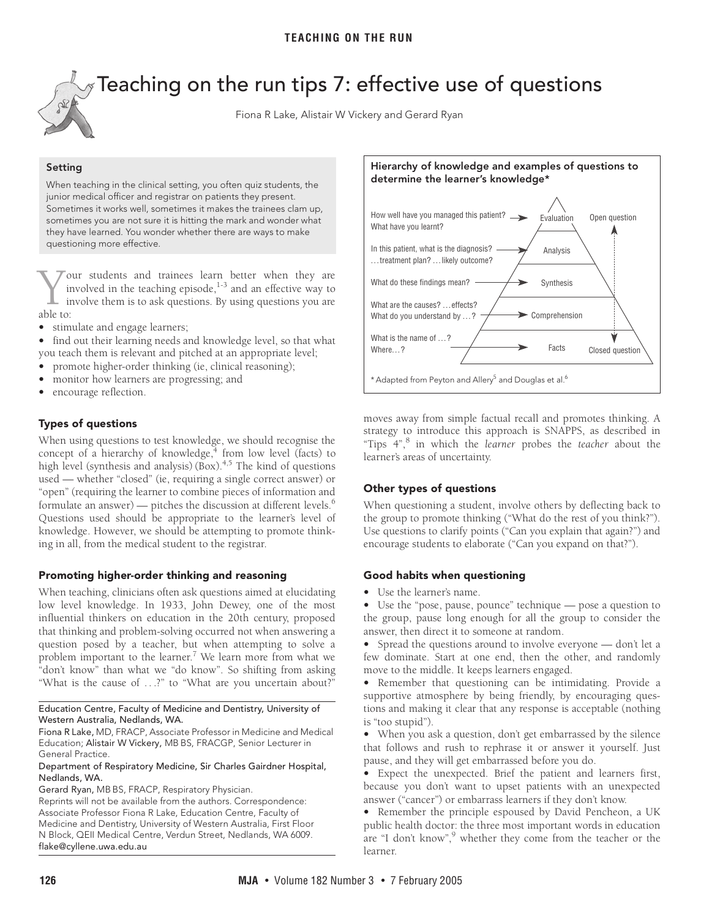# Teaching on the run tips 7: effective use of questions

Fiona R Lake, Alistair W Vickery and Gerard Ryan

### Setting

When teaching in the clinical setting, you often quiz students, the junior medical officer and registrar on patients they present. Sometimes it works well, sometimes it makes the trainees clam up, sometimes you are not sure it is hitting the mark and wonder what they have learned. You wonder whether there are ways to make questioning more effective.

Your students and trainees learn better when they are involved in the teaching episode,[1-3] and an effective way to involve them is to ask questions. By using questions you are able to:

- stimulate and engage learners;
- find out their learning needs and knowledge level, so that what you teach them is relevant and pitched at an appropriate level;
- promote higher-order thinking (ie, clinical reasoning);
- monitor how learners are progressing; and
- encourage reflection.

### Types of questions

When using questions to test knowledge, we should recognise the concept of a hierarchy of knowledge,[4] from low level (facts) to high level (synthesis and analysis) (Box).[4,5] The kind of questions used — whether "closed" (ie, requiring a single correct answer) or "open" (requiring the learner to combine pieces of information and formulate an answer) — pitches the discussion at different levels.[6] Questions used should be appropriate to the learner's level of knowledge. However, we should be attempting to promote thinking in all, from the medical student to the registrar.

### Promoting higher-order thinking and reasoning

When teaching, clinicians often ask questions aimed at elucidating low level knowledge. In 1933, John Dewey, one of the most influential thinkers on education in the 20th century, proposed that thinking and problem-solving occurred not when answering a question posed by a teacher, but when attempting to solve a problem important to the learner.[7] We learn more from what we "don't know" than what we "do know". So shifting from asking "What is the cause of …?" to "What are you uncertain about?" moves away from simple factual recall and promotes thinking. A strategy to introduce this approach is SNAPPS, as described in "Tips 4",[8] in which the *learner* probes the *teacher* about the learner's areas of uncertainty.

**Hierarchy of knowledge and examples of questions to determine the learner's knowledge***

| Example questions | Level of knowledge |
| --- | --- |
| How well have you managed this patient? What have you learnt? | Evaluation |
| In this patient, what is the diagnosis? …treatment plan? …likely outcome? | Analysis |
| What do these findings mean? | Synthesis |
| What are the causes? …effects? What do you understand by …? | Comprehension |
| What is the name of …? Where…? | Facts |

(Open question at the top of the hierarchy ↕ Closed question at the bottom)

\* Adapted from Peyton and Allery[5] and Douglas et al.[6]

### Other types of questions

When questioning a student, involve others by deflecting back to the group to promote thinking ("What do the rest of you think?"). Use questions to clarify points ("Can you explain that again?") and encourage students to elaborate ("Can you expand on that?").

### Good habits when questioning

- Use the learner's name.
- Use the "pose, pause, pounce" technique — pose a question to the group, pause long enough for all the group to consider the answer, then direct it to someone at random.
- Spread the questions around to involve everyone — don't let a few dominate. Start at one end, then the other, and randomly move to the middle. It keeps learners engaged.
- Remember that questioning can be intimidating. Provide a supportive atmosphere by being friendly, by encouraging questions and making it clear that any response is acceptable (nothing is "too stupid").
- When you ask a question, don't get embarrassed by the silence that follows and rush to rephrase it or answer it yourself. Just pause, and they will get embarrassed before you do.
- Expect the unexpected. Brief the patient and learners first, because you don't want to upset patients with an unexpected answer ("cancer") or embarrass learners if they don't know.
- Remember the principle espoused by David Pencheon, a UK public health doctor: the three most important words in education are "I don't know",[9] whether they come from the teacher or the learner.

---

Education Centre, Faculty of Medicine and Dentistry, University of Western Australia, Nedlands, WA.

Fiona R Lake, MD, FRACP, Associate Professor in Medicine and Medical Education; Alistair W Vickery, MB BS, FRACGP, Senior Lecturer in General Practice.

Department of Respiratory Medicine, Sir Charles Gairdner Hospital, Nedlands, WA.

Gerard Ryan, MB BS, FRACP, Respiratory Physician.

Reprints will not be available from the authors. Correspondence: Associate Professor Fiona R Lake, Education Centre, Faculty of Medicine and Dentistry, University of Western Australia, First Floor N Block, QEII Medical Centre, Verdun Street, Nedlands, WA 6009. flake@cyllene.uwa.edu.au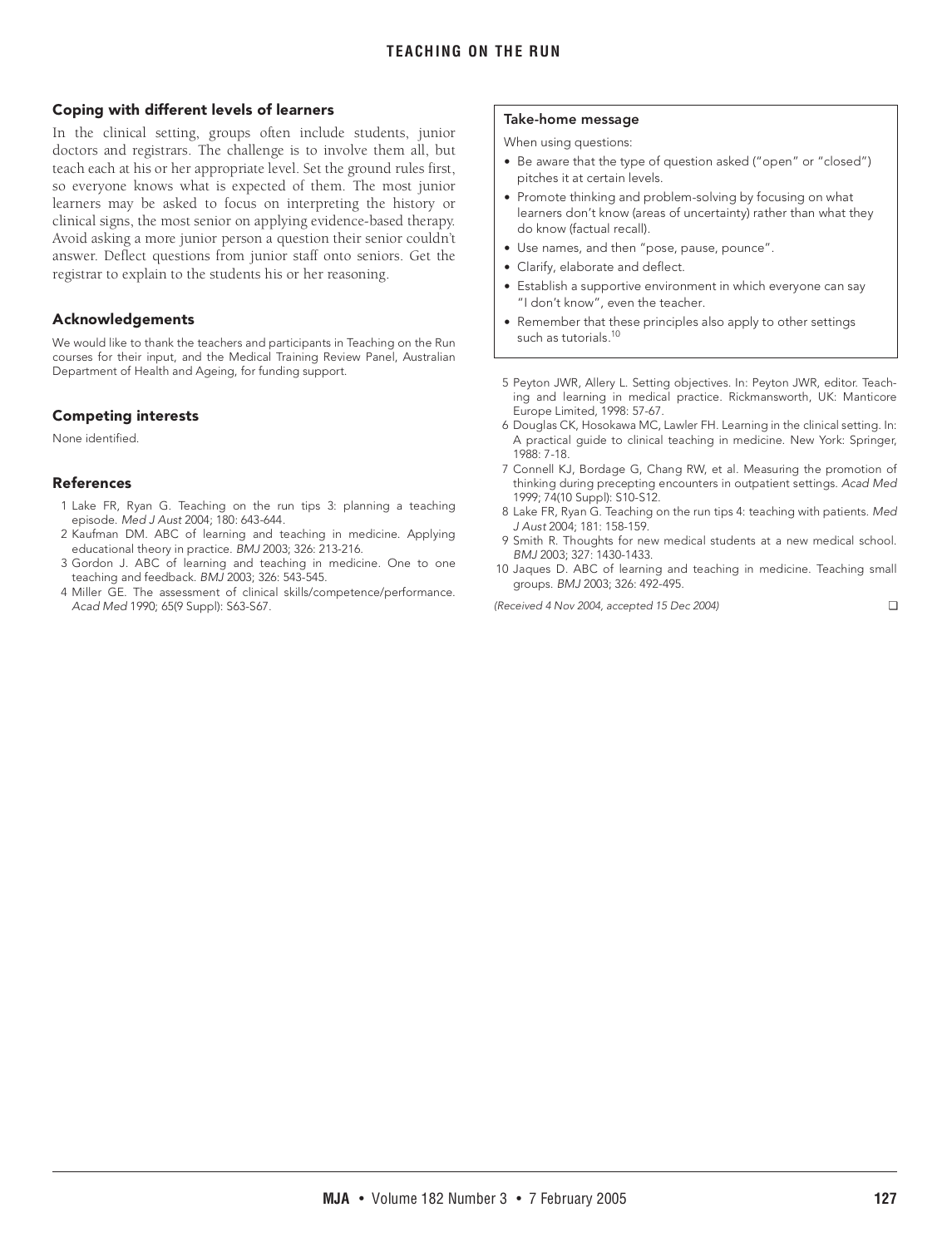### Coping with different levels of learners

In the clinical setting, groups often include students, junior doctors and registrars. The challenge is to involve them all, but teach each at his or her appropriate level. Set the ground rules first, so everyone knows what is expected of them. The most junior learners may be asked to focus on interpreting the history or clinical signs, the most senior on applying evidence-based therapy. Avoid asking a more junior person a question their senior couldn't answer. Deflect questions from junior staff onto seniors. Get the registrar to explain to the students his or her reasoning.

### Acknowledgements

We would like to thank the teachers and participants in Teaching on the Run courses for their input, and the Medical Training Review Panel, Australian Department of Health and Ageing, for funding support.

### Competing interests

None identified.

### References

1 Lake FR, Ryan G. Teaching on the run tips 3: planning a teaching episode. *Med J Aust* 2004; 180: 643-644.
2 Kaufman DM. ABC of learning and teaching in medicine. Applying educational theory in practice. *BMJ* 2003; 326: 213-216.
3 Gordon J. ABC of learning and teaching in medicine. One to one teaching and feedback. *BMJ* 2003; 326: 543-545.
4 Miller GE. The assessment of clinical skills/competence/performance. *Acad Med* 1990; 65(9 Suppl): S63-S67.
5 Peyton JWR, Allery L. Setting objectives. In: Peyton JWR, editor. Teaching and learning in medical practice. Rickmansworth, UK: Manticore Europe Limited, 1998: 57-67.
6 Douglas CK, Hosokawa MC, Lawler FH. Learning in the clinical setting. In: A practical guide to clinical teaching in medicine. New York: Springer, 1988: 7-18.
7 Connell KJ, Bordage G, Chang RW, et al. Measuring the promotion of thinking during precepting encounters in outpatient settings. *Acad Med* 1999; 74(10 Suppl): S10-S12.
8 Lake FR, Ryan G. Teaching on the run tips 4: teaching with patients. *Med J Aust* 2004; 181: 158-159.
9 Smith R. Thoughts for new medical students at a new medical school. *BMJ* 2003; 327: 1430-1433.
10 Jaques D. ABC of learning and teaching in medicine. Teaching small groups. *BMJ* 2003; 326: 492-495.

*(Received 4 Nov 2004, accepted 15 Dec 2004)*

### Take-home message

When using questions:

- Be aware that the type of question asked ("open" or "closed") pitches it at certain levels.
- Promote thinking and problem-solving by focusing on what learners don't know (areas of uncertainty) rather than what they do know (factual recall).
- Use names, and then "pose, pause, pounce".
- Clarify, elaborate and deflect.
- Establish a supportive environment in which everyone can say "I don't know", even the teacher.
- Remember that these principles also apply to other settings such as tutorials.[10]